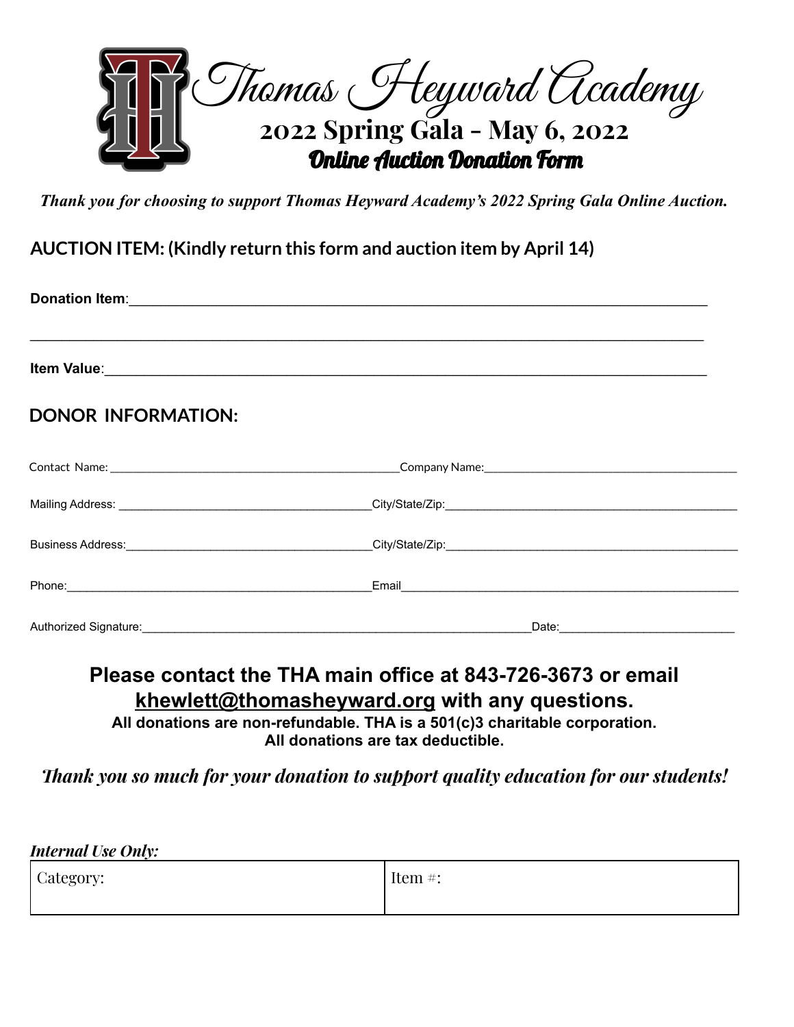# Thomas Heyward Academy

## 2022 Spring Gala - May 6, 2022

### Online Auction Donation Form

*Thank you for choosing to support Thomas Heyward Academy's 2022 Spring Gala Online Auction.*

## AUCTION ITEM: (Kindly return this form and auction item by April 14)

**Donation Item**:_______________________________________________________________________________

_____________________________________________________________________________________________

**Item Value**:__________________________________________________________________________________

## DONOR INFORMATION:

Contact Name:_____________________________________________ Company Name:_________________________________________

Mailing Address: _______________________________________ City/State/Zip:_____________________________________________

Business Address:_______________________________________ City/State/Zip:_____________________________________________

Phone:_____________________________________________ Email_____________________________________________________

Authorized Signature:_______________________________________________________________ Date:___________________________

**Please contact the THA main office at 843-726-3673 or email khewlett@thomasheyward.org with any questions.**

**All donations are non-refundable. THA is a 501(c)3 charitable corporation. All donations are tax deductible.**

*Thank you so much for your donation to support quality education for our students!*

*Internal Use Only:*

| Category: | Item #: |
|---|---|
| | |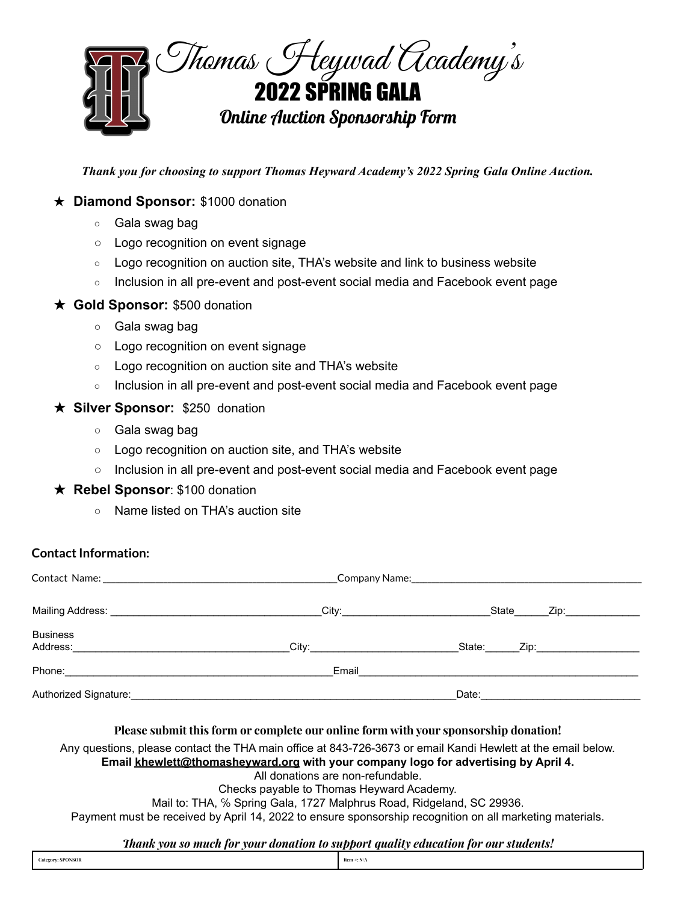# Thomas Heywad Academy's

## 2022 SPRING GALA

### Online Auction Sponsorship Form

***Thank you for choosing to support Thomas Heyward Academy's 2022 Spring Gala Online Auction.***

- ★ **Diamond Sponsor:** $1000 donation
  - Gala swag bag
  - Logo recognition on event signage
  - Logo recognition on auction site, THA's website and link to business website
  - Inclusion in all pre-event and post-event social media and Facebook event page
- ★ **Gold Sponsor:** $500 donation
  - Gala swag bag
  - Logo recognition on event signage
  - Logo recognition on auction site and THA's website
  - Inclusion in all pre-event and post-event social media and Facebook event page
- ★ **Silver Sponsor:** $250 donation
  - Gala swag bag
  - Logo recognition on auction site, and THA's website
  - Inclusion in all pre-event and post-event social media and Facebook event page
- ★ **Rebel Sponsor**: $100 donation
  - Name listed on THA's auction site

**Contact Information:**

Contact Name:_______________________________________ Company Name:_______________________________________

Mailing Address: ___________________________________ City:_________________________ State______ Zip:_____________

Business Address:___________________________________ City:_________________________ State:______ Zip:_________________

Phone:_____________________________________________ Email_______________________________________________

Authorized Signature:_______________________________________________________ Date:___________________________

**Please submit this form or complete our online form with your sponsorship donation!**

Any questions, please contact the THA main office at 843-726-3673 or email Kandi Hewlett at the email below.

**Email khewlett@thomasheyward.org with your company logo for advertising by April 4.**

All donations are non-refundable.

Checks payable to Thomas Heyward Academy.

Mail to: THA, % Spring Gala, 1727 Malphrus Road, Ridgeland, SC 29936.

Payment must be received by April 14, 2022 to ensure sponsorship recognition on all marketing materials.

***Thank you so much for your donation to support quality education for our students!***

| | |
|---|---|
| Category: SPONSOR | Item #: N/A |